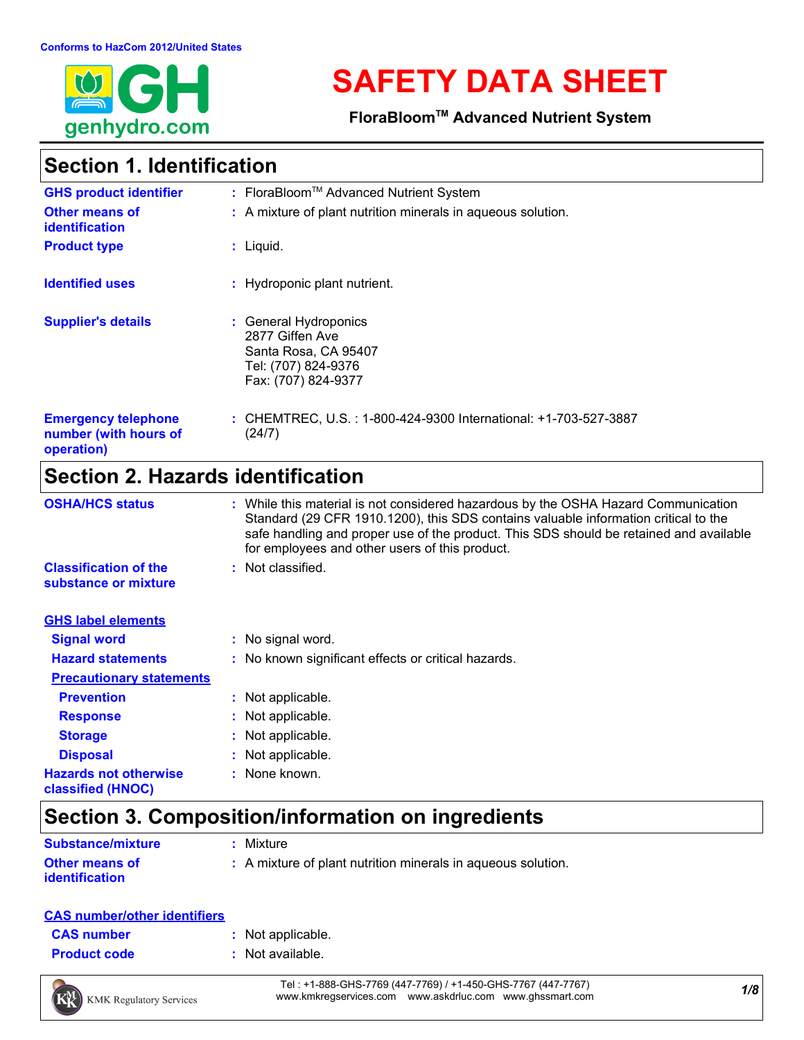Conforms to HazCom 2012/United States

# SAFETY DATA SHEET

**FloraBloom™ Advanced Nutrient System**

## Section 1. Identification

| | |
|---|---|
| **GHS product identifier** | : FloraBloom™ Advanced Nutrient System |
| **Other means of identification** | : A mixture of plant nutrition minerals in aqueous solution. |
| **Product type** | : Liquid. |
| **Identified uses** | : Hydroponic plant nutrient. |
| **Supplier's details** | : General Hydroponics<br>2877 Giffen Ave<br>Santa Rosa, CA 95407<br>Tel: (707) 824-9376<br>Fax: (707) 824-9377 |
| **Emergency telephone number (with hours of operation)** | : CHEMTREC, U.S. : 1-800-424-9300 International: +1-703-527-3887 (24/7) |

## Section 2. Hazards identification

| | |
|---|---|
| **OSHA/HCS status** | : While this material is not considered hazardous by the OSHA Hazard Communication Standard (29 CFR 1910.1200), this SDS contains valuable information critical to the safe handling and proper use of the product. This SDS should be retained and available for employees and other users of this product. |
| **Classification of the substance or mixture** | : Not classified. |

**GHS label elements**

| | |
|---|---|
| **Signal word** | : No signal word. |
| **Hazard statements** | : No known significant effects or critical hazards. |

**Precautionary statements**

| | |
|---|---|
| **Prevention** | : Not applicable. |
| **Response** | : Not applicable. |
| **Storage** | : Not applicable. |
| **Disposal** | : Not applicable. |
| **Hazards not otherwise classified (HNOC)** | : None known. |

## Section 3. Composition/information on ingredients

| | |
|---|---|
| **Substance/mixture** | : Mixture |
| **Other means of identification** | : A mixture of plant nutrition minerals in aqueous solution. |

**CAS number/other identifiers**

| | |
|---|---|
| **CAS number** | : Not applicable. |
| **Product code** | : Not available. |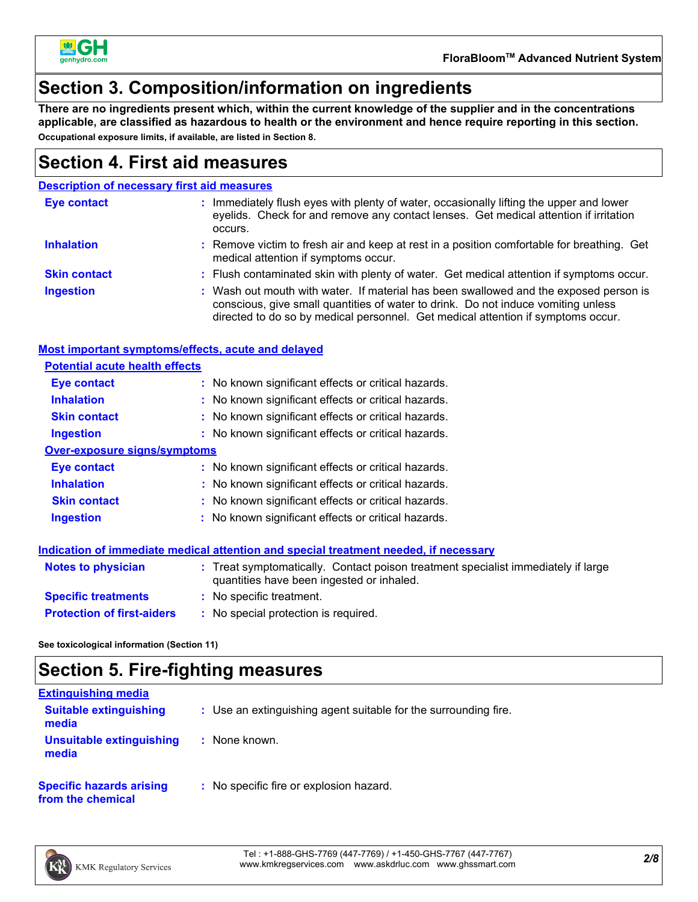## Section 3. Composition/information on ingredients

**There are no ingredients present which, within the current knowledge of the supplier and in the concentrations applicable, are classified as hazardous to health or the environment and hence require reporting in this section.**

**Occupational exposure limits, if available, are listed in Section 8.**

## Section 4. First aid measures

### Description of necessary first aid measures

| | |
|---|---|
| **Eye contact** | Immediately flush eyes with plenty of water, occasionally lifting the upper and lower eyelids. Check for and remove any contact lenses. Get medical attention if irritation occurs. |
| **Inhalation** | Remove victim to fresh air and keep at rest in a position comfortable for breathing. Get medical attention if symptoms occur. |
| **Skin contact** | Flush contaminated skin with plenty of water. Get medical attention if symptoms occur. |
| **Ingestion** | Wash out mouth with water. If material has been swallowed and the exposed person is conscious, give small quantities of water to drink. Do not induce vomiting unless directed to do so by medical personnel. Get medical attention if symptoms occur. |

### Most important symptoms/effects, acute and delayed

#### Potential acute health effects

| | |
|---|---|
| **Eye contact** | No known significant effects or critical hazards. |
| **Inhalation** | No known significant effects or critical hazards. |
| **Skin contact** | No known significant effects or critical hazards. |
| **Ingestion** | No known significant effects or critical hazards. |

#### Over-exposure signs/symptoms

| | |
|---|---|
| **Eye contact** | No known significant effects or critical hazards. |
| **Inhalation** | No known significant effects or critical hazards. |
| **Skin contact** | No known significant effects or critical hazards. |
| **Ingestion** | No known significant effects or critical hazards. |

### Indication of immediate medical attention and special treatment needed, if necessary

| | |
|---|---|
| **Notes to physician** | Treat symptomatically. Contact poison treatment specialist immediately if large quantities have been ingested or inhaled. |
| **Specific treatments** | No specific treatment. |
| **Protection of first-aiders** | No special protection is required. |

**See toxicological information (Section 11)**

## Section 5. Fire-fighting measures

### Extinguishing media

| | |
|---|---|
| **Suitable extinguishing media** | Use an extinguishing agent suitable for the surrounding fire. |
| **Unsuitable extinguishing media** | None known. |

| | |
|---|---|
| **Specific hazards arising from the chemical** | No specific fire or explosion hazard. |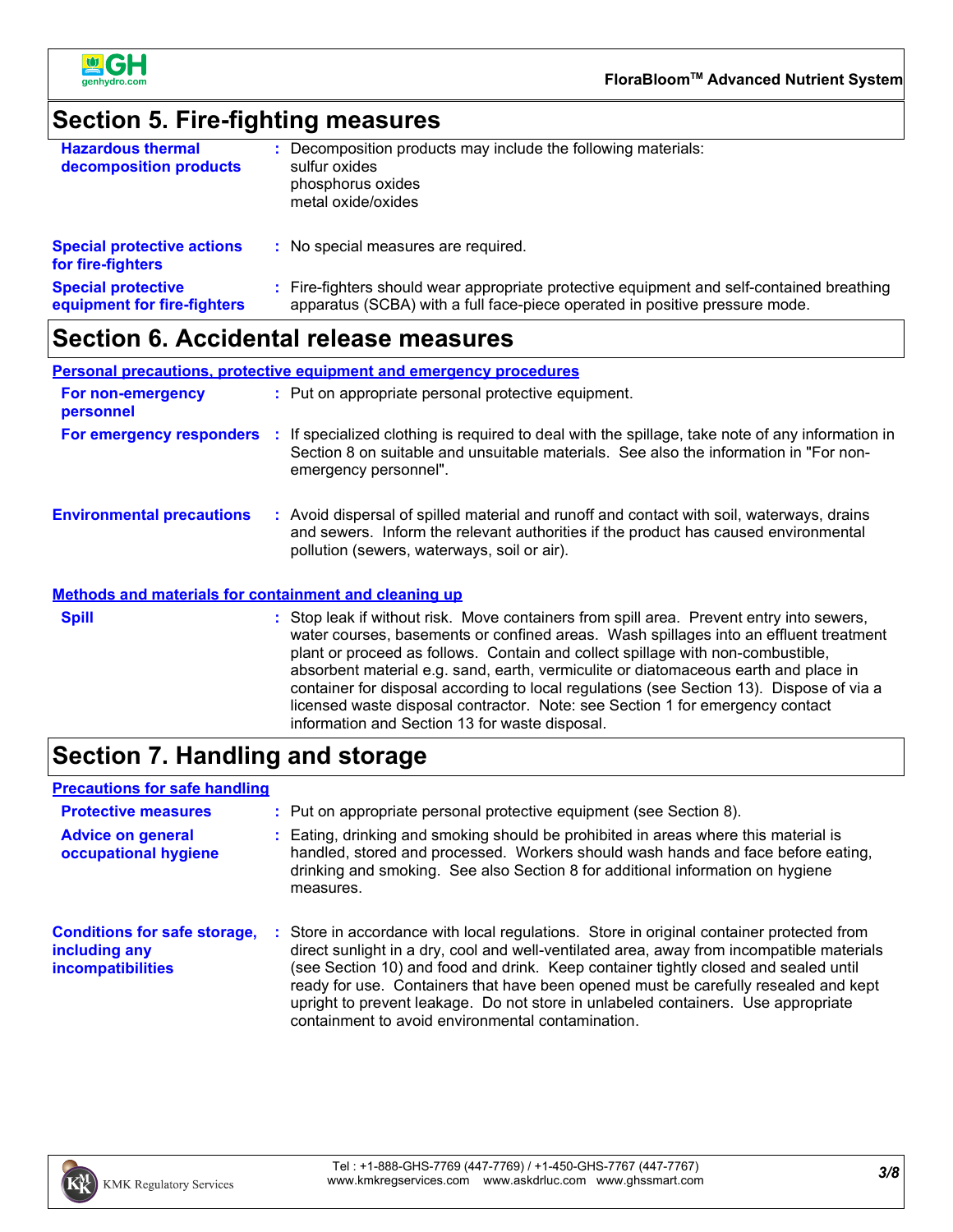## Section 5. Fire-fighting measures

**Hazardous thermal decomposition products** : Decomposition products may include the following materials:
sulfur oxides
phosphorus oxides
metal oxide/oxides

**Special protective actions for fire-fighters** : No special measures are required.

**Special protective equipment for fire-fighters** : Fire-fighters should wear appropriate protective equipment and self-contained breathing apparatus (SCBA) with a full face-piece operated in positive pressure mode.

## Section 6. Accidental release measures

### Personal precautions, protective equipment and emergency procedures

**For non-emergency personnel** : Put on appropriate personal protective equipment.

**For emergency responders** : If specialized clothing is required to deal with the spillage, take note of any information in Section 8 on suitable and unsuitable materials. See also the information in "For non-emergency personnel".

**Environmental precautions** : Avoid dispersal of spilled material and runoff and contact with soil, waterways, drains and sewers. Inform the relevant authorities if the product has caused environmental pollution (sewers, waterways, soil or air).

### Methods and materials for containment and cleaning up

**Spill** : Stop leak if without risk. Move containers from spill area. Prevent entry into sewers, water courses, basements or confined areas. Wash spillages into an effluent treatment plant or proceed as follows. Contain and collect spillage with non-combustible, absorbent material e.g. sand, earth, vermiculite or diatomaceous earth and place in container for disposal according to local regulations (see Section 13). Dispose of via a licensed waste disposal contractor. Note: see Section 1 for emergency contact information and Section 13 for waste disposal.

## Section 7. Handling and storage

### Precautions for safe handling

**Protective measures** : Put on appropriate personal protective equipment (see Section 8).

**Advice on general occupational hygiene** : Eating, drinking and smoking should be prohibited in areas where this material is handled, stored and processed. Workers should wash hands and face before eating, drinking and smoking. See also Section 8 for additional information on hygiene measures.

**Conditions for safe storage, including any incompatibilities** : Store in accordance with local regulations. Store in original container protected from direct sunlight in a dry, cool and well-ventilated area, away from incompatible materials (see Section 10) and food and drink. Keep container tightly closed and sealed until ready for use. Containers that have been opened must be carefully resealed and kept upright to prevent leakage. Do not store in unlabeled containers. Use appropriate containment to avoid environmental contamination.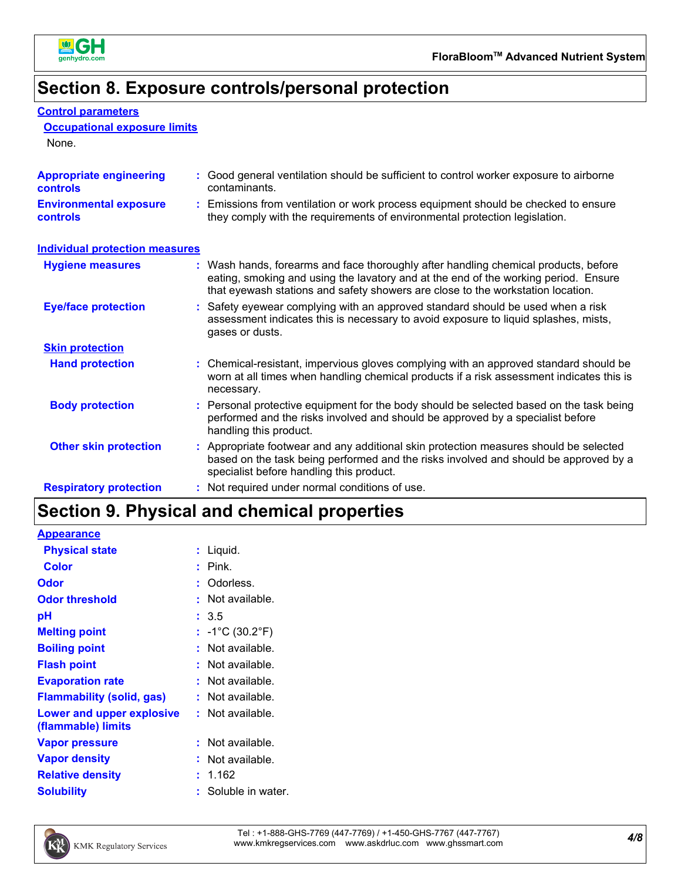# Section 8. Exposure controls/personal protection

## Control parameters

### Occupational exposure limits

None.

| | |
|---|---|
| **Appropriate engineering controls** | : Good general ventilation should be sufficient to control worker exposure to airborne contaminants. |
| **Environmental exposure controls** | : Emissions from ventilation or work process equipment should be checked to ensure they comply with the requirements of environmental protection legislation. |

## Individual protection measures

| | |
|---|---|
| **Hygiene measures** | : Wash hands, forearms and face thoroughly after handling chemical products, before eating, smoking and using the lavatory and at the end of the working period. Ensure that eyewash stations and safety showers are close to the workstation location. |
| **Eye/face protection** | : Safety eyewear complying with an approved standard should be used when a risk assessment indicates this is necessary to avoid exposure to liquid splashes, mists, gases or dusts. |
| **Skin protection** | |
| **Hand protection** | : Chemical-resistant, impervious gloves complying with an approved standard should be worn at all times when handling chemical products if a risk assessment indicates this is necessary. |
| **Body protection** | : Personal protective equipment for the body should be selected based on the task being performed and the risks involved and should be approved by a specialist before handling this product. |
| **Other skin protection** | : Appropriate footwear and any additional skin protection measures should be selected based on the task being performed and the risks involved and should be approved by a specialist before handling this product. |
| **Respiratory protection** | : Not required under normal conditions of use. |

# Section 9. Physical and chemical properties

## Appearance

| | |
|---|---|
| **Physical state** | : Liquid. |
| **Color** | : Pink. |
| **Odor** | : Odorless. |
| **Odor threshold** | : Not available. |
| **pH** | : 3.5 |
| **Melting point** | : -1°C (30.2°F) |
| **Boiling point** | : Not available. |
| **Flash point** | : Not available. |
| **Evaporation rate** | : Not available. |
| **Flammability (solid, gas)** | : Not available. |
| **Lower and upper explosive (flammable) limits** | : Not available. |
| **Vapor pressure** | : Not available. |
| **Vapor density** | : Not available. |
| **Relative density** | : 1.162 |
| **Solubility** | : Soluble in water. |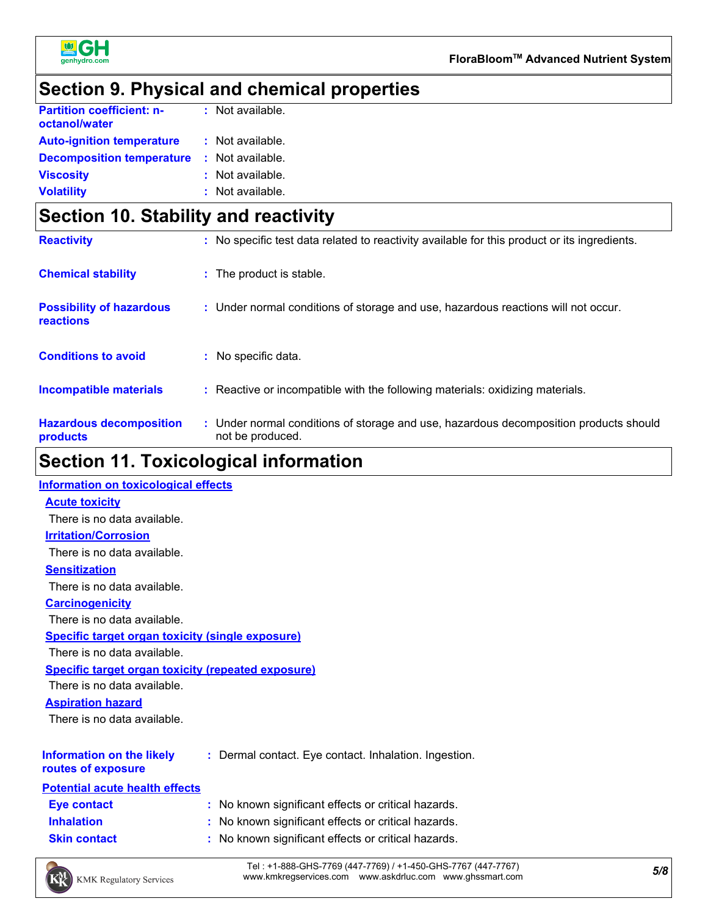## Section 9. Physical and chemical properties

| | | |
|---|---|---|
| **Partition coefficient: n-octanol/water** | : | Not available. |
| **Auto-ignition temperature** | : | Not available. |
| **Decomposition temperature** | : | Not available. |
| **Viscosity** | : | Not available. |
| **Volatility** | : | Not available. |

## Section 10. Stability and reactivity

| | | |
|---|---|---|
| **Reactivity** | : | No specific test data related to reactivity available for this product or its ingredients. |
| **Chemical stability** | : | The product is stable. |
| **Possibility of hazardous reactions** | : | Under normal conditions of storage and use, hazardous reactions will not occur. |
| **Conditions to avoid** | : | No specific data. |
| **Incompatible materials** | : | Reactive or incompatible with the following materials: oxidizing materials. |
| **Hazardous decomposition products** | : | Under normal conditions of storage and use, hazardous decomposition products should not be produced. |

## Section 11. Toxicological information

### Information on toxicological effects

#### Acute toxicity

There is no data available.

#### Irritation/Corrosion

There is no data available.

#### Sensitization

There is no data available.

#### Carcinogenicity

There is no data available.

#### Specific target organ toxicity (single exposure)

There is no data available.

#### Specific target organ toxicity (repeated exposure)

There is no data available.

#### Aspiration hazard

There is no data available.

| | | |
|---|---|---|
| **Information on the likely routes of exposure** | : | Dermal contact. Eye contact. Inhalation. Ingestion. |

### Potential acute health effects

| | | |
|---|---|---|
| **Eye contact** | : | No known significant effects or critical hazards. |
| **Inhalation** | : | No known significant effects or critical hazards. |
| **Skin contact** | : | No known significant effects or critical hazards. |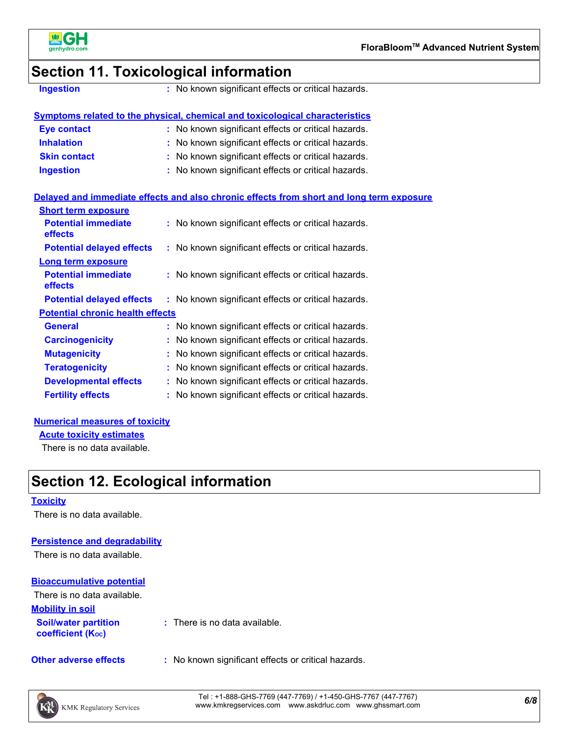## Section 11. Toxicological information

**Ingestion** : No known significant effects or critical hazards.

### Symptoms related to the physical, chemical and toxicological characteristics

**Eye contact** : No known significant effects or critical hazards.

**Inhalation** : No known significant effects or critical hazards.

**Skin contact** : No known significant effects or critical hazards.

**Ingestion** : No known significant effects or critical hazards.

### Delayed and immediate effects and also chronic effects from short and long term exposure

#### Short term exposure

**Potential immediate effects** : No known significant effects or critical hazards.

**Potential delayed effects** : No known significant effects or critical hazards.

#### Long term exposure

**Potential immediate effects** : No known significant effects or critical hazards.

**Potential delayed effects** : No known significant effects or critical hazards.

#### Potential chronic health effects

**General** : No known significant effects or critical hazards.

**Carcinogenicity** : No known significant effects or critical hazards.

**Mutagenicity** : No known significant effects or critical hazards.

**Teratogenicity** : No known significant effects or critical hazards.

**Developmental effects** : No known significant effects or critical hazards.

**Fertility effects** : No known significant effects or critical hazards.

### Numerical measures of toxicity

#### Acute toxicity estimates

There is no data available.

## Section 12. Ecological information

### Toxicity

There is no data available.

### Persistence and degradability

There is no data available.

### Bioaccumulative potential

There is no data available.

### Mobility in soil

**Soil/water partition coefficient ($K_{OC}$)** : There is no data available.

**Other adverse effects** : No known significant effects or critical hazards.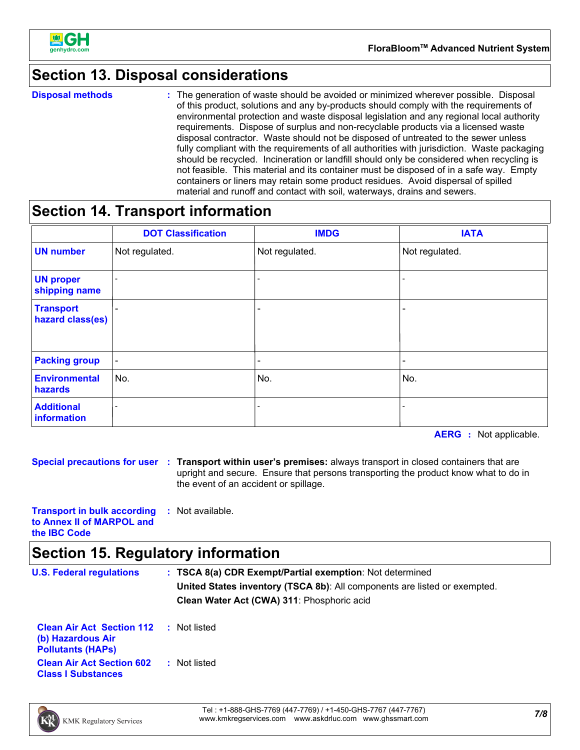## Section 13. Disposal considerations

**Disposal methods** : The generation of waste should be avoided or minimized wherever possible. Disposal of this product, solutions and any by-products should comply with the requirements of environmental protection and waste disposal legislation and any regional local authority requirements. Dispose of surplus and non-recyclable products via a licensed waste disposal contractor. Waste should not be disposed of untreated to the sewer unless fully compliant with the requirements of all authorities with jurisdiction. Waste packaging should be recycled. Incineration or landfill should only be considered when recycling is not feasible. This material and its container must be disposed of in a safe way. Empty containers or liners may retain some product residues. Avoid dispersal of spilled material and runoff and contact with soil, waterways, drains and sewers.

## Section 14. Transport information

| | DOT Classification | IMDG | IATA |
|---|---|---|---|
| **UN number** | Not regulated. | Not regulated. | Not regulated. |
| **UN proper shipping name** | - | - | - |
| **Transport hazard class(es)** | - | - | - |
| **Packing group** | - | - | - |
| **Environmental hazards** | No. | No. | No. |
| **Additional information** | - | - | - |

**AERG** : Not applicable.

**Special precautions for user** : **Transport within user's premises:** always transport in closed containers that are upright and secure. Ensure that persons transporting the product know what to do in the event of an accident or spillage.

**Transport in bulk according to Annex II of MARPOL and the IBC Code** : Not available.

## Section 15. Regulatory information

**U.S. Federal regulations** : **TSCA 8(a) CDR Exempt/Partial exemption**: Not determined

**United States inventory (TSCA 8b)**: All components are listed or exempted.

**Clean Water Act (CWA) 311**: Phosphoric acid

**Clean Air Act Section 112 (b) Hazardous Air Pollutants (HAPs)** : Not listed

**Clean Air Act Section 602 Class I Substances** : Not listed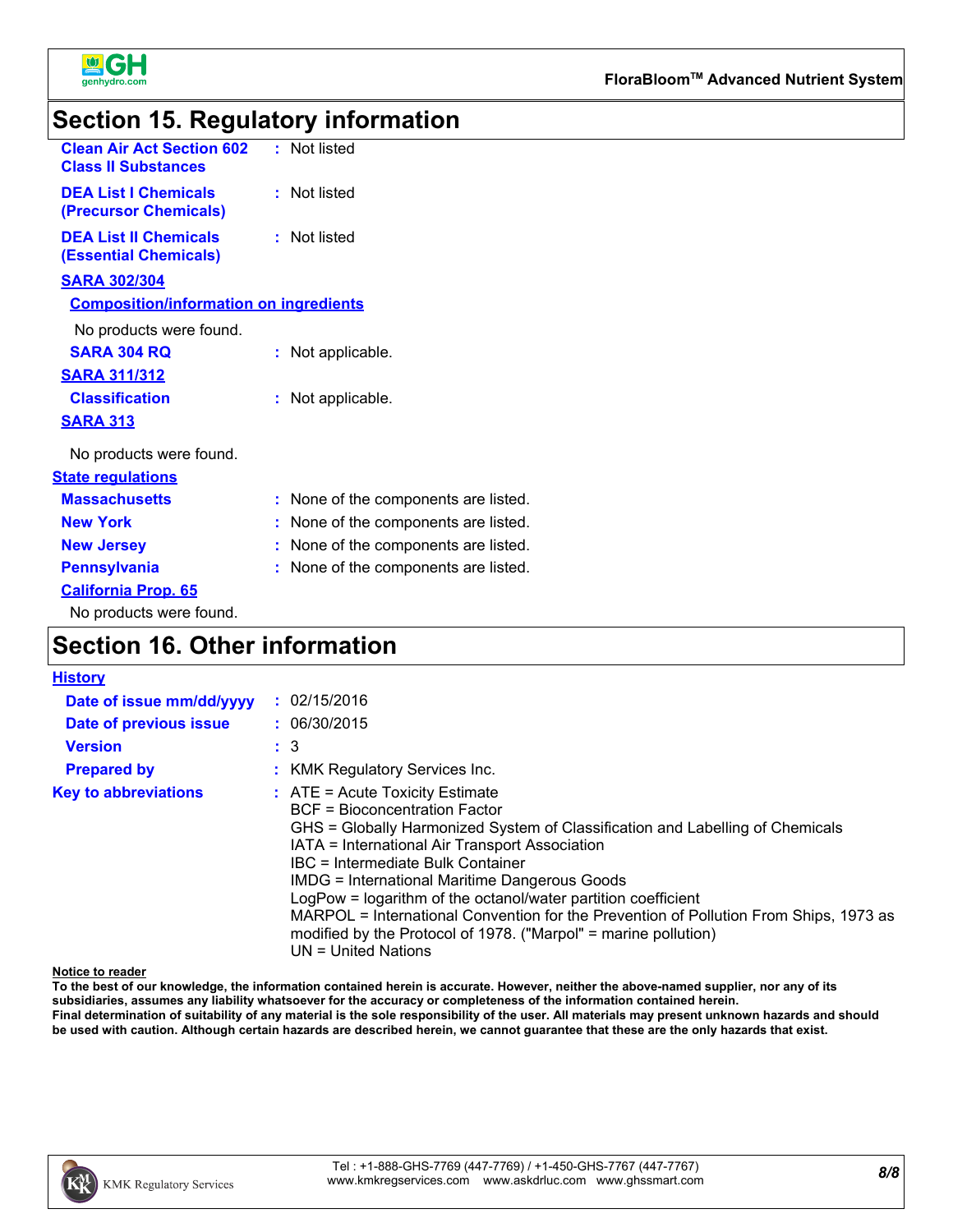## Section 15. Regulatory information

**Clean Air Act Section 602 Class II Substances** : Not listed

**DEA List I Chemicals (Precursor Chemicals)** : Not listed

**DEA List II Chemicals (Essential Chemicals)** : Not listed

**SARA 302/304**

**Composition/information on ingredients**

No products were found.

**SARA 304 RQ** : Not applicable.

**SARA 311/312**

**Classification** : Not applicable.

**SARA 313**

No products were found.

**State regulations**

**Massachusetts** : None of the components are listed.

**New York** : None of the components are listed.

**New Jersey** : None of the components are listed.

**Pennsylvania** : None of the components are listed.

**California Prop. 65**

No products were found.

## Section 16. Other information

**History**

**Date of issue mm/dd/yyyy** : 02/15/2016

**Date of previous issue** : 06/30/2015

**Version** : 3

**Prepared by** : KMK Regulatory Services Inc.

**Key to abbreviations** : ATE = Acute Toxicity Estimate
BCF = Bioconcentration Factor
GHS = Globally Harmonized System of Classification and Labelling of Chemicals
IATA = International Air Transport Association
IBC = Intermediate Bulk Container
IMDG = International Maritime Dangerous Goods
LogPow = logarithm of the octanol/water partition coefficient
MARPOL = International Convention for the Prevention of Pollution From Ships, 1973 as modified by the Protocol of 1978. ("Marpol" = marine pollution)
UN = United Nations

**Notice to reader**

**To the best of our knowledge, the information contained herein is accurate. However, neither the above-named supplier, nor any of its subsidiaries, assumes any liability whatsoever for the accuracy or completeness of the information contained herein.**
**Final determination of suitability of any material is the sole responsibility of the user. All materials may present unknown hazards and should be used with caution. Although certain hazards are described herein, we cannot guarantee that these are the only hazards that exist.**